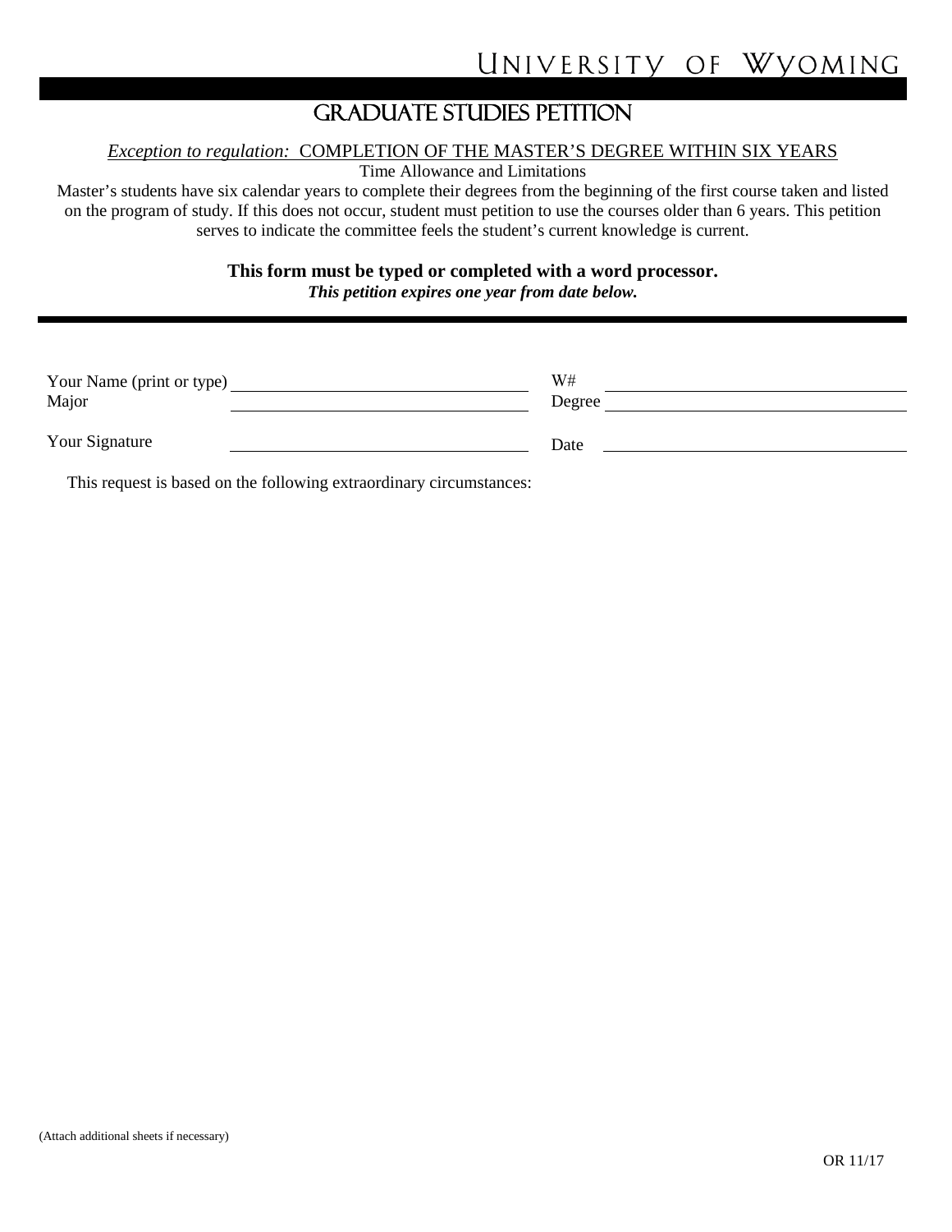# University of Wyoming

## Graduate Studies Petition

*Exception to regulation:* COMPLETION OF THE MASTER'S DEGREE WITHIN SIX YEARS

Time Allowance and Limitations

Master's students have six calendar years to complete their degrees from the beginning of the first course taken and listed on the program of study. If this does not occur, student must petition to use the courses older than 6 years. This petition serves to indicate the committee feels the student's current knowledge is current.

**This form must be typed or completed with a word processor.**

***This petition expires one year from date below.***

Your Name (print or type) ______________________ W# ______________________

Major ______________________ Degree ______________________

Your Signature ______________________ Date ______________________

This request is based on the following extraordinary circumstances:

(Attach additional sheets if necessary)

OR 11/17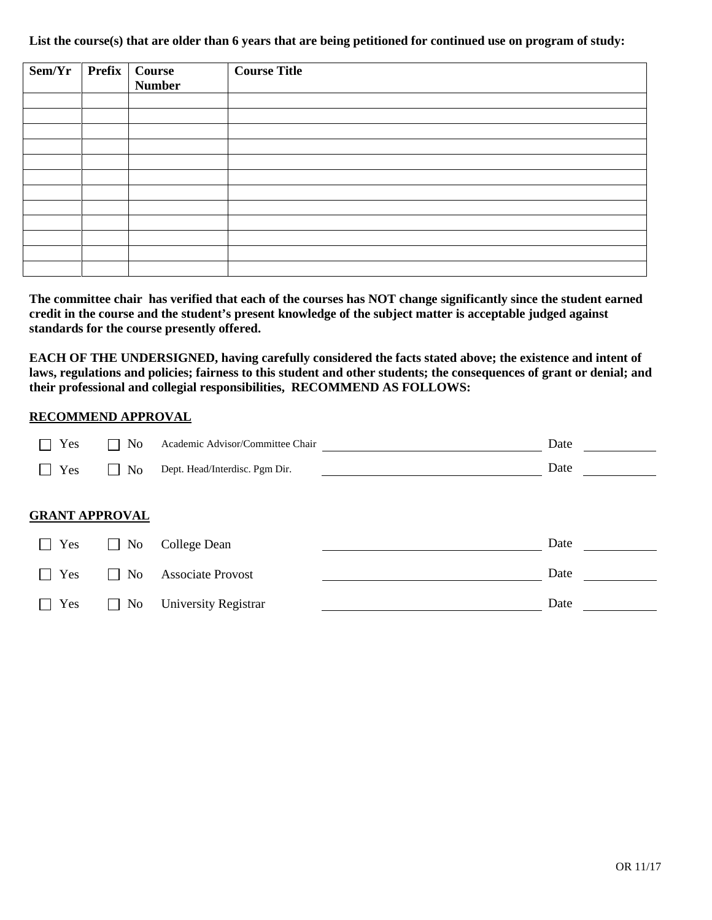**List the course(s) that are older than 6 years that are being petitioned for continued use on program of study:**

| Sem/Yr | Prefix | Course Number | Course Title |
|---|---|---|---|
| | | | |
| | | | |
| | | | |
| | | | |
| | | | |
| | | | |
| | | | |
| | | | |
| | | | |
| | | | |
| | | | |
| | | | |

**The committee chair has verified that each of the courses has NOT change significantly since the student earned credit in the course and the student's present knowledge of the subject matter is acceptable judged against standards for the course presently offered.**

**EACH OF THE UNDERSIGNED, having carefully considered the facts stated above; the existence and intent of laws, regulations and policies; fairness to this student and other students; the consequences of grant or denial; and their professional and collegial responsibilities, RECOMMEND AS FOLLOWS:**

**RECOMMEND APPROVAL**

☐ Yes ☐ No Academic Advisor/Committee Chair \_\_\_\_\_\_\_\_\_\_\_\_\_\_\_\_\_\_\_\_ Date \_\_\_\_\_\_\_\_

☐ Yes ☐ No Dept. Head/Interdisc. Pgm Dir. \_\_\_\_\_\_\_\_\_\_\_\_\_\_\_\_\_\_\_\_ Date \_\_\_\_\_\_\_\_

**GRANT APPROVAL**

☐ Yes ☐ No College Dean \_\_\_\_\_\_\_\_\_\_\_\_\_\_\_\_\_\_\_\_ Date \_\_\_\_\_\_\_\_

☐ Yes ☐ No Associate Provost \_\_\_\_\_\_\_\_\_\_\_\_\_\_\_\_\_\_\_\_ Date \_\_\_\_\_\_\_\_

☐ Yes ☐ No University Registrar \_\_\_\_\_\_\_\_\_\_\_\_\_\_\_\_\_\_\_\_ Date \_\_\_\_\_\_\_\_

OR 11/17